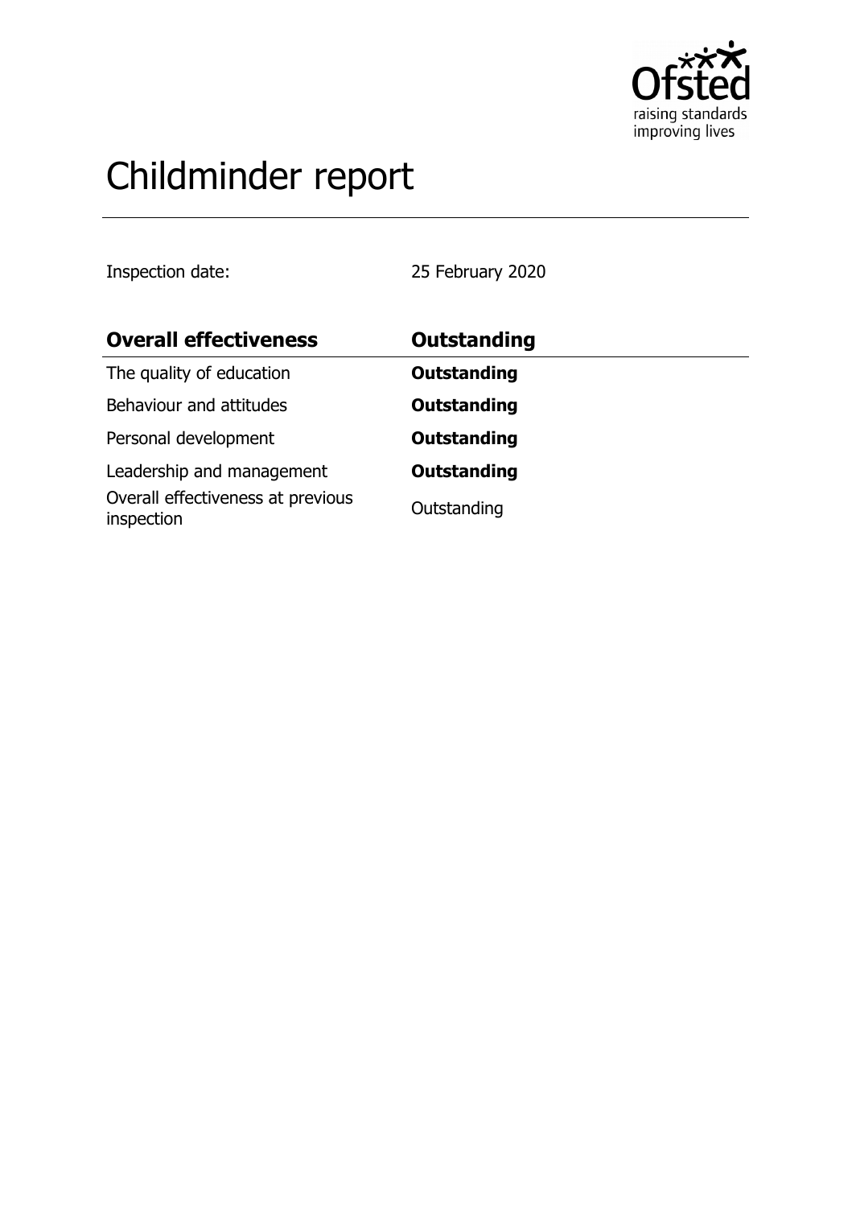# Childminder report

Inspection date: 25 February 2020

| **Overall effectiveness** | **Outstanding** |
|---|---|
| The quality of education | **Outstanding** |
| Behaviour and attitudes | **Outstanding** |
| Personal development | **Outstanding** |
| Leadership and management | **Outstanding** |
| Overall effectiveness at previous inspection | Outstanding |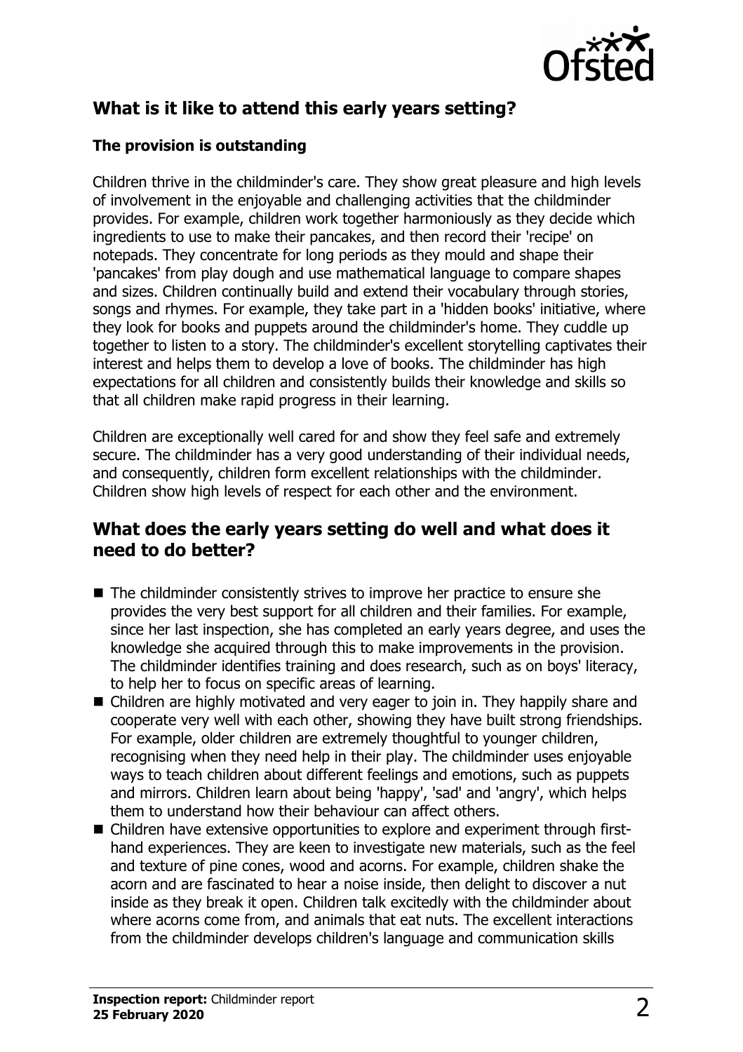## What is it like to attend this early years setting?

### The provision is outstanding

Children thrive in the childminder's care. They show great pleasure and high levels of involvement in the enjoyable and challenging activities that the childminder provides. For example, children work together harmoniously as they decide which ingredients to use to make their pancakes, and then record their 'recipe' on notepads. They concentrate for long periods as they mould and shape their 'pancakes' from play dough and use mathematical language to compare shapes and sizes. Children continually build and extend their vocabulary through stories, songs and rhymes. For example, they take part in a 'hidden books' initiative, where they look for books and puppets around the childminder's home. They cuddle up together to listen to a story. The childminder's excellent storytelling captivates their interest and helps them to develop a love of books. The childminder has high expectations for all children and consistently builds their knowledge and skills so that all children make rapid progress in their learning.

Children are exceptionally well cared for and show they feel safe and extremely secure. The childminder has a very good understanding of their individual needs, and consequently, children form excellent relationships with the childminder. Children show high levels of respect for each other and the environment.

## What does the early years setting do well and what does it need to do better?

- The childminder consistently strives to improve her practice to ensure she provides the very best support for all children and their families. For example, since her last inspection, she has completed an early years degree, and uses the knowledge she acquired through this to make improvements in the provision. The childminder identifies training and does research, such as on boys' literacy, to help her to focus on specific areas of learning.
- Children are highly motivated and very eager to join in. They happily share and cooperate very well with each other, showing they have built strong friendships. For example, older children are extremely thoughtful to younger children, recognising when they need help in their play. The childminder uses enjoyable ways to teach children about different feelings and emotions, such as puppets and mirrors. Children learn about being 'happy', 'sad' and 'angry', which helps them to understand how their behaviour can affect others.
- Children have extensive opportunities to explore and experiment through first-hand experiences. They are keen to investigate new materials, such as the feel and texture of pine cones, wood and acorns. For example, children shake the acorn and are fascinated to hear a noise inside, then delight to discover a nut inside as they break it open. Children talk excitedly with the childminder about where acorns come from, and animals that eat nuts. The excellent interactions from the childminder develops children's language and communication skills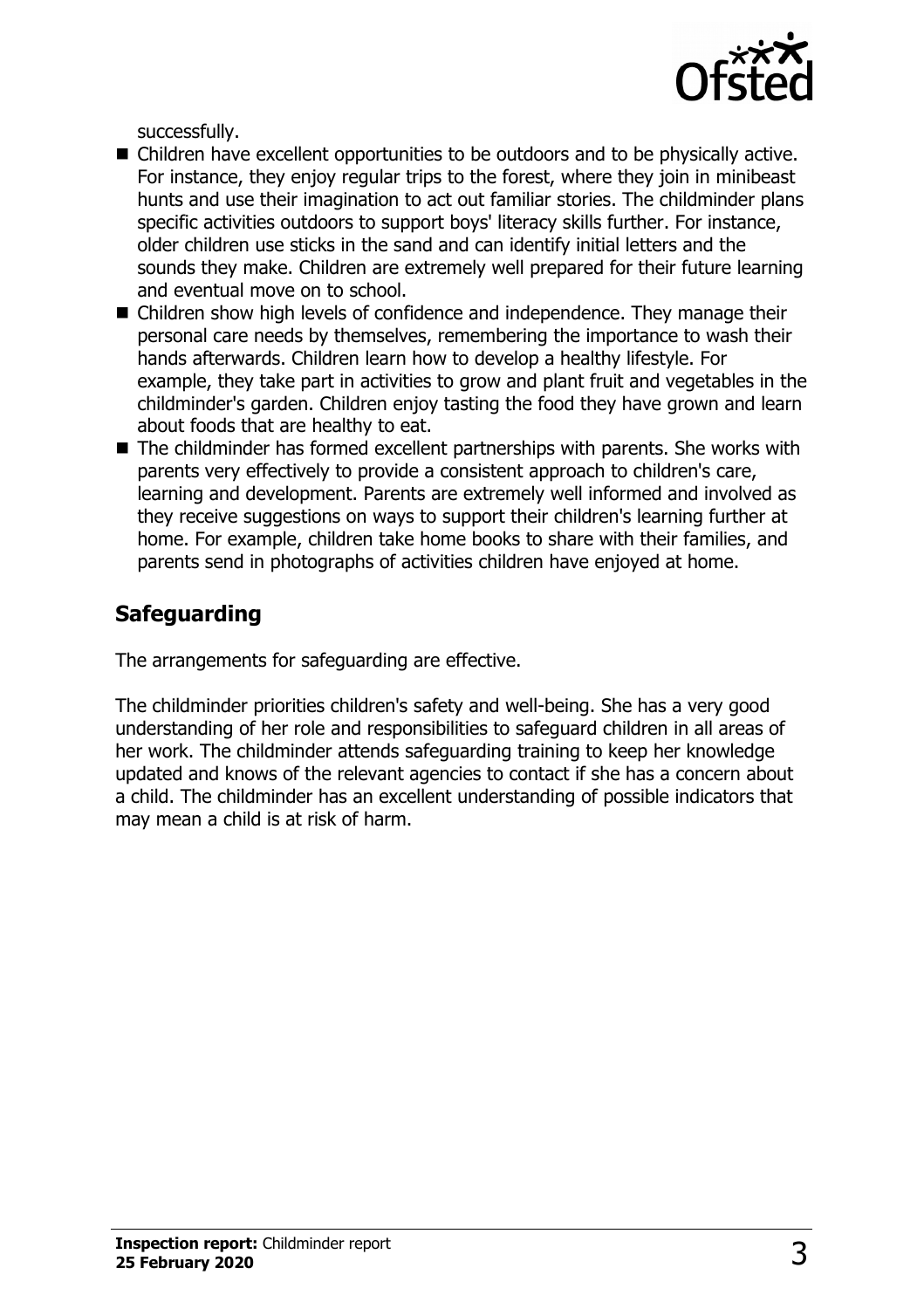successfully.

- Children have excellent opportunities to be outdoors and to be physically active. For instance, they enjoy regular trips to the forest, where they join in minibeast hunts and use their imagination to act out familiar stories. The childminder plans specific activities outdoors to support boys' literacy skills further. For instance, older children use sticks in the sand and can identify initial letters and the sounds they make. Children are extremely well prepared for their future learning and eventual move on to school.
- Children show high levels of confidence and independence. They manage their personal care needs by themselves, remembering the importance to wash their hands afterwards. Children learn how to develop a healthy lifestyle. For example, they take part in activities to grow and plant fruit and vegetables in the childminder's garden. Children enjoy tasting the food they have grown and learn about foods that are healthy to eat.
- The childminder has formed excellent partnerships with parents. She works with parents very effectively to provide a consistent approach to children's care, learning and development. Parents are extremely well informed and involved as they receive suggestions on ways to support their children's learning further at home. For example, children take home books to share with their families, and parents send in photographs of activities children have enjoyed at home.

## Safeguarding

The arrangements for safeguarding are effective.

The childminder priorities children's safety and well-being. She has a very good understanding of her role and responsibilities to safeguard children in all areas of her work. The childminder attends safeguarding training to keep her knowledge updated and knows of the relevant agencies to contact if she has a concern about a child. The childminder has an excellent understanding of possible indicators that may mean a child is at risk of harm.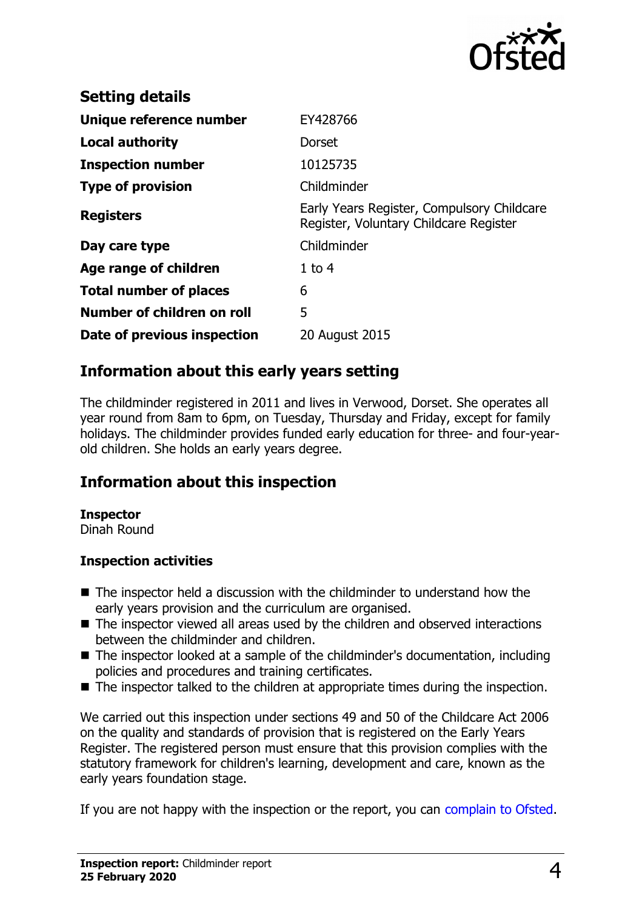## Setting details

| | |
|---|---|
| **Unique reference number** | EY428766 |
| **Local authority** | Dorset |
| **Inspection number** | 10125735 |
| **Type of provision** | Childminder |
| **Registers** | Early Years Register, Compulsory Childcare Register, Voluntary Childcare Register |
| **Day care type** | Childminder |
| **Age range of children** | 1 to 4 |
| **Total number of places** | 6 |
| **Number of children on roll** | 5 |
| **Date of previous inspection** | 20 August 2015 |

## Information about this early years setting

The childminder registered in 2011 and lives in Verwood, Dorset. She operates all year round from 8am to 6pm, on Tuesday, Thursday and Friday, except for family holidays. The childminder provides funded early education for three- and four-year-old children. She holds an early years degree.

## Information about this inspection

**Inspector**
Dinah Round

### Inspection activities

- The inspector held a discussion with the childminder to understand how the early years provision and the curriculum are organised.
- The inspector viewed all areas used by the children and observed interactions between the childminder and children.
- The inspector looked at a sample of the childminder's documentation, including policies and procedures and training certificates.
- The inspector talked to the children at appropriate times during the inspection.

We carried out this inspection under sections 49 and 50 of the Childcare Act 2006 on the quality and standards of provision that is registered on the Early Years Register. The registered person must ensure that this provision complies with the statutory framework for children's learning, development and care, known as the early years foundation stage.

If you are not happy with the inspection or the report, you can complain to Ofsted.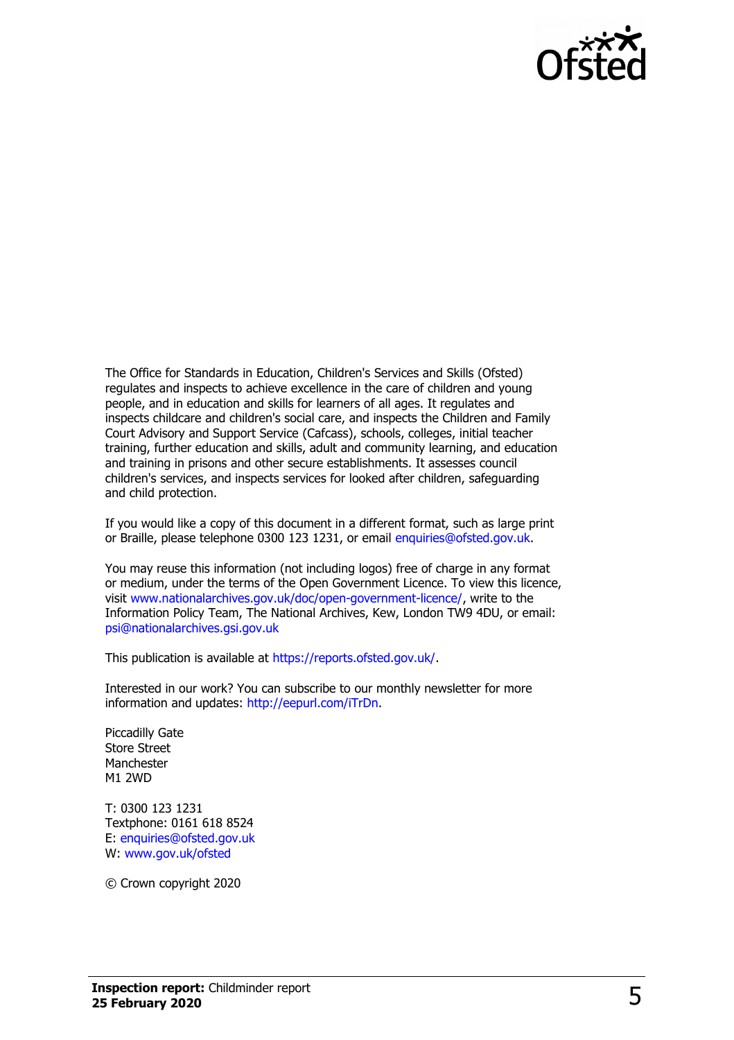The Office for Standards in Education, Children's Services and Skills (Ofsted) regulates and inspects to achieve excellence in the care of children and young people, and in education and skills for learners of all ages. It regulates and inspects childcare and children's social care, and inspects the Children and Family Court Advisory and Support Service (Cafcass), schools, colleges, initial teacher training, further education and skills, adult and community learning, and education and training in prisons and other secure establishments. It assesses council children's services, and inspects services for looked after children, safeguarding and child protection.

If you would like a copy of this document in a different format, such as large print or Braille, please telephone 0300 123 1231, or email enquiries@ofsted.gov.uk.

You may reuse this information (not including logos) free of charge in any format or medium, under the terms of the Open Government Licence. To view this licence, visit www.nationalarchives.gov.uk/doc/open-government-licence/, write to the Information Policy Team, The National Archives, Kew, London TW9 4DU, or email: psi@nationalarchives.gsi.gov.uk

This publication is available at https://reports.ofsted.gov.uk/.

Interested in our work? You can subscribe to our monthly newsletter for more information and updates: http://eepurl.com/iTrDn.

Piccadilly Gate
Store Street
Manchester
M1 2WD

T: 0300 123 1231
Textphone: 0161 618 8524
E: enquiries@ofsted.gov.uk
W: www.gov.uk/ofsted

© Crown copyright 2020